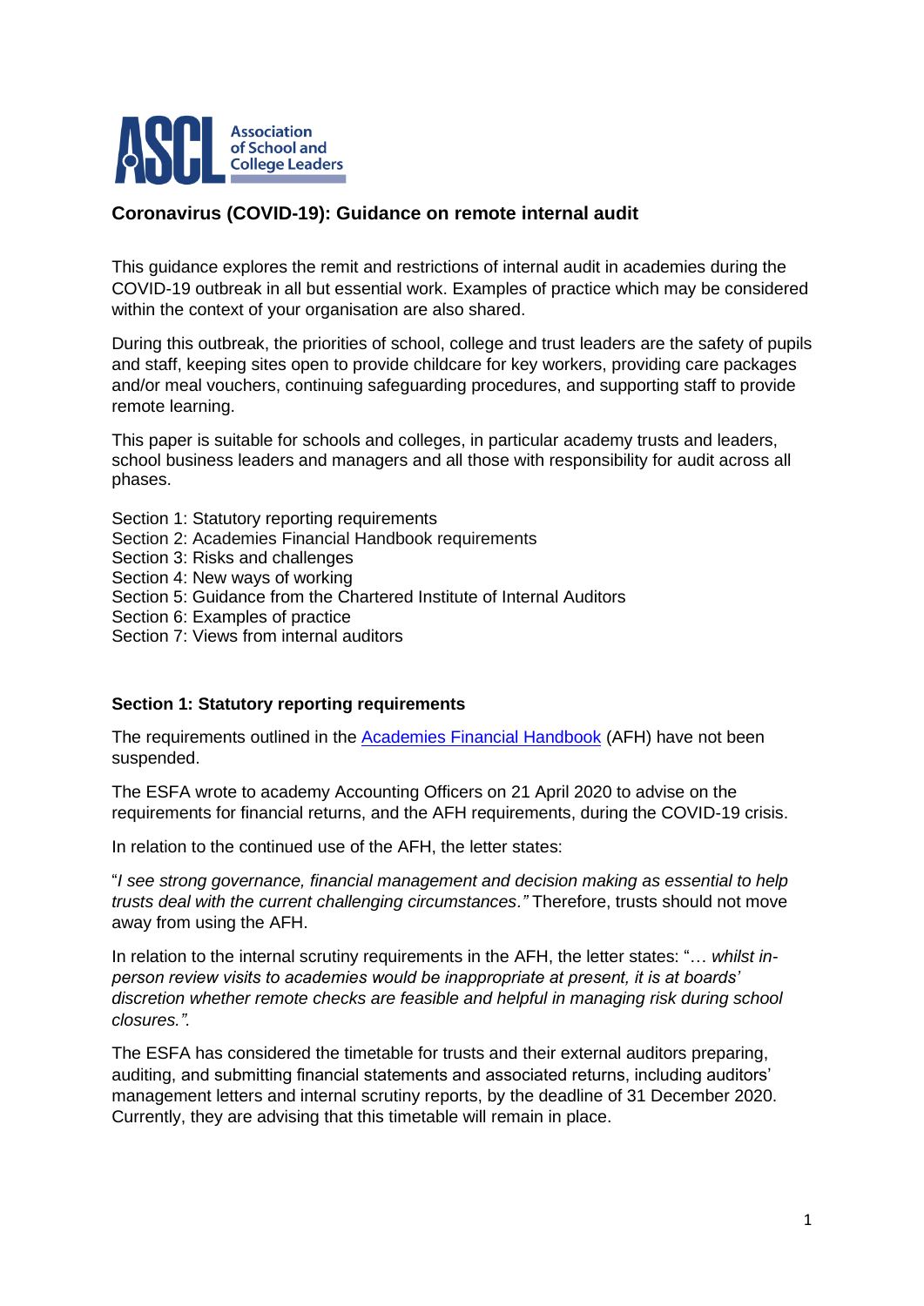ASCL Association of School and College Leaders

# Coronavirus (COVID-19): Guidance on remote internal audit

This guidance explores the remit and restrictions of internal audit in academies during the COVID-19 outbreak in all but essential work. Examples of practice which may be considered within the context of your organisation are also shared.

During this outbreak, the priorities of school, college and trust leaders are the safety of pupils and staff, keeping sites open to provide childcare for key workers, providing care packages and/or meal vouchers, continuing safeguarding procedures, and supporting staff to provide remote learning.

This paper is suitable for schools and colleges, in particular academy trusts and leaders, school business leaders and managers and all those with responsibility for audit across all phases.

Section 1: Statutory reporting requirements
Section 2: Academies Financial Handbook requirements
Section 3: Risks and challenges
Section 4: New ways of working
Section 5: Guidance from the Chartered Institute of Internal Auditors
Section 6: Examples of practice
Section 7: Views from internal auditors

## Section 1: Statutory reporting requirements

The requirements outlined in the Academies Financial Handbook (AFH) have not been suspended.

The ESFA wrote to academy Accounting Officers on 21 April 2020 to advise on the requirements for financial returns, and the AFH requirements, during the COVID-19 crisis.

In relation to the continued use of the AFH, the letter states:

"*I see strong governance, financial management and decision making as essential to help trusts deal with the current challenging circumstances."* Therefore, trusts should not move away from using the AFH.

In relation to the internal scrutiny requirements in the AFH, the letter states: "*… whilst in-person review visits to academies would be inappropriate at present, it is at boards' discretion whether remote checks are feasible and helpful in managing risk during school closures.".*

The ESFA has considered the timetable for trusts and their external auditors preparing, auditing, and submitting financial statements and associated returns, including auditors' management letters and internal scrutiny reports, by the deadline of 31 December 2020. Currently, they are advising that this timetable will remain in place.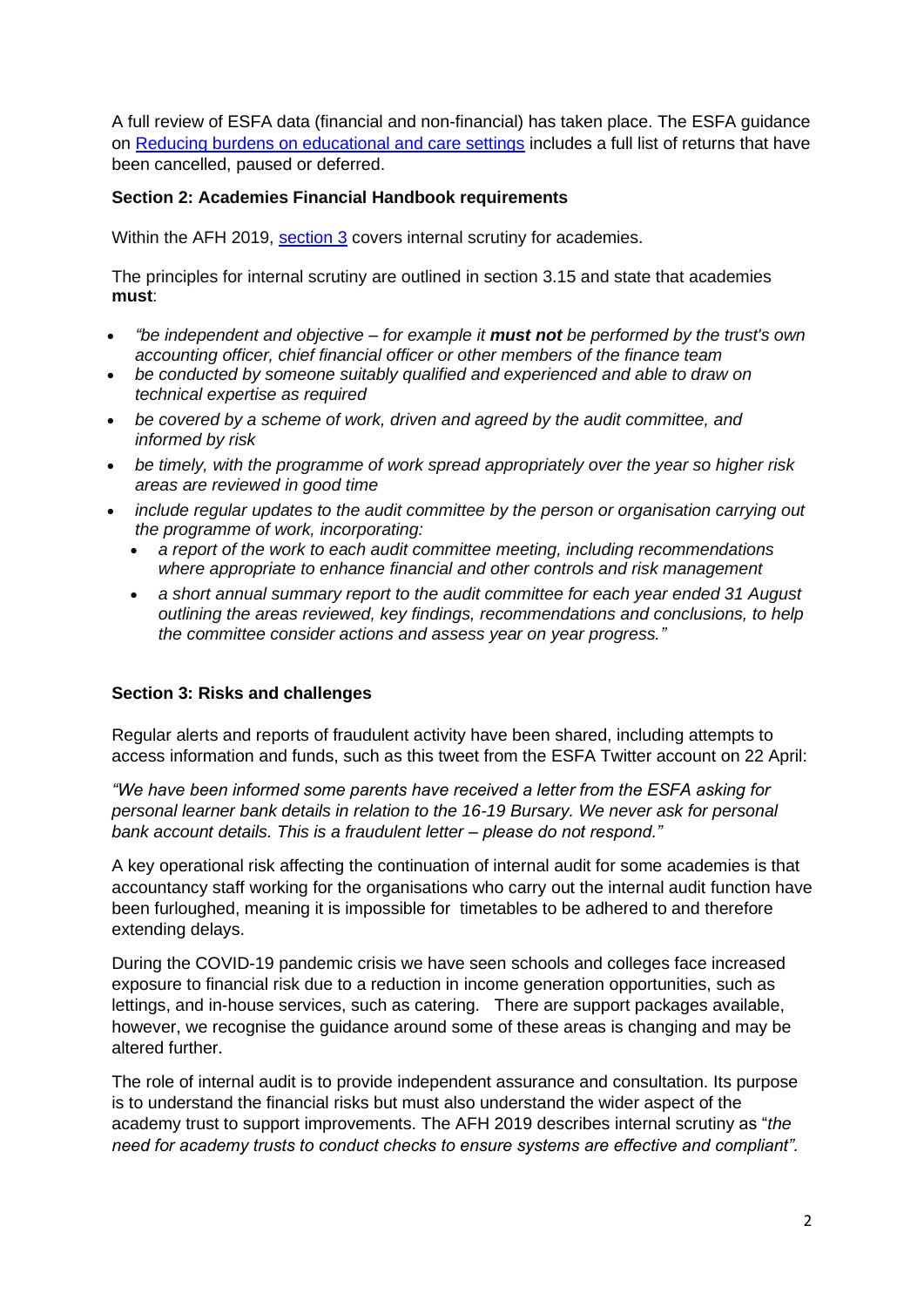A full review of ESFA data (financial and non-financial) has taken place. The ESFA guidance on [Reducing burdens on educational and care settings](#) includes a full list of returns that have been cancelled, paused or deferred.

**Section 2: Academies Financial Handbook requirements**

Within the AFH 2019, [section 3](#) covers internal scrutiny for academies.

The principles for internal scrutiny are outlined in section 3.15 and state that academies **must**:

- *"be independent and objective – for example it **must not** be performed by the trust's own accounting officer, chief financial officer or other members of the finance team*
- *be conducted by someone suitably qualified and experienced and able to draw on technical expertise as required*
- *be covered by a scheme of work, driven and agreed by the audit committee, and informed by risk*
- *be timely, with the programme of work spread appropriately over the year so higher risk areas are reviewed in good time*
- *include regular updates to the audit committee by the person or organisation carrying out the programme of work, incorporating:*
  - *a report of the work to each audit committee meeting, including recommendations where appropriate to enhance financial and other controls and risk management*
  - *a short annual summary report to the audit committee for each year ended 31 August outlining the areas reviewed, key findings, recommendations and conclusions, to help the committee consider actions and assess year on year progress."*

**Section 3: Risks and challenges**

Regular alerts and reports of fraudulent activity have been shared, including attempts to access information and funds, such as this tweet from the ESFA Twitter account on 22 April:

*"We have been informed some parents have received a letter from the ESFA asking for personal learner bank details in relation to the 16-19 Bursary. We never ask for personal bank account details. This is a fraudulent letter – please do not respond."*

A key operational risk affecting the continuation of internal audit for some academies is that accountancy staff working for the organisations who carry out the internal audit function have been furloughed, meaning it is impossible for timetables to be adhered to and therefore extending delays.

During the COVID-19 pandemic crisis we have seen schools and colleges face increased exposure to financial risk due to a reduction in income generation opportunities, such as lettings, and in-house services, such as catering. There are support packages available, however, we recognise the guidance around some of these areas is changing and may be altered further.

The role of internal audit is to provide independent assurance and consultation. Its purpose is to understand the financial risks but must also understand the wider aspect of the academy trust to support improvements. The AFH 2019 describes internal scrutiny as "*the need for academy trusts to conduct checks to ensure systems are effective and compliant".*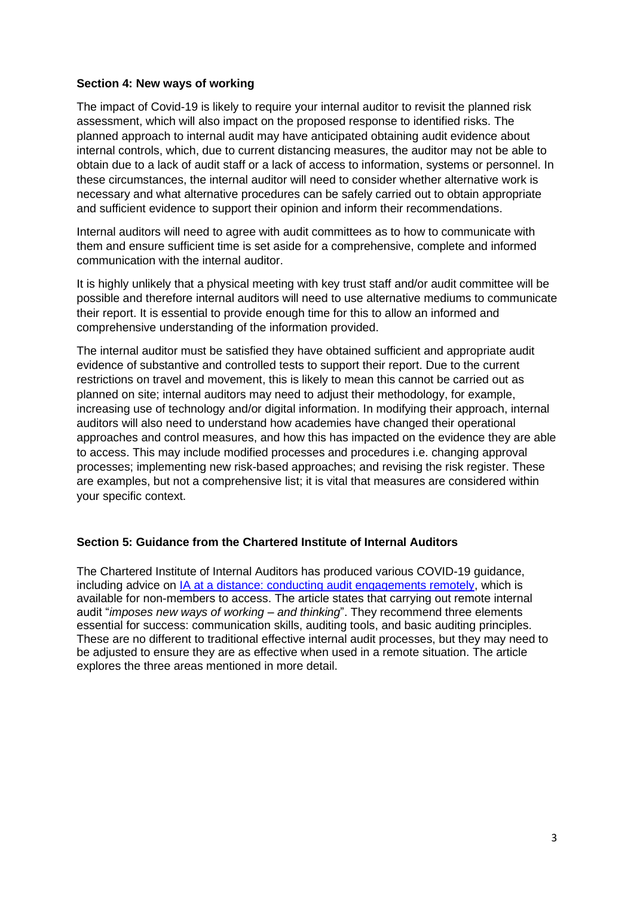## Section 4: New ways of working

The impact of Covid-19 is likely to require your internal auditor to revisit the planned risk assessment, which will also impact on the proposed response to identified risks. The planned approach to internal audit may have anticipated obtaining audit evidence about internal controls, which, due to current distancing measures, the auditor may not be able to obtain due to a lack of audit staff or a lack of access to information, systems or personnel. In these circumstances, the internal auditor will need to consider whether alternative work is necessary and what alternative procedures can be safely carried out to obtain appropriate and sufficient evidence to support their opinion and inform their recommendations.

Internal auditors will need to agree with audit committees as to how to communicate with them and ensure sufficient time is set aside for a comprehensive, complete and informed communication with the internal auditor.

It is highly unlikely that a physical meeting with key trust staff and/or audit committee will be possible and therefore internal auditors will need to use alternative mediums to communicate their report. It is essential to provide enough time for this to allow an informed and comprehensive understanding of the information provided.

The internal auditor must be satisfied they have obtained sufficient and appropriate audit evidence of substantive and controlled tests to support their report. Due to the current restrictions on travel and movement, this is likely to mean this cannot be carried out as planned on site; internal auditors may need to adjust their methodology, for example, increasing use of technology and/or digital information. In modifying their approach, internal auditors will also need to understand how academies have changed their operational approaches and control measures, and how this has impacted on the evidence they are able to access. This may include modified processes and procedures i.e. changing approval processes; implementing new risk-based approaches; and revising the risk register. These are examples, but not a comprehensive list; it is vital that measures are considered within your specific context.

## Section 5: Guidance from the Chartered Institute of Internal Auditors

The Chartered Institute of Internal Auditors has produced various COVID-19 guidance, including advice on IA at a distance: conducting audit engagements remotely, which is available for non-members to access. The article states that carrying out remote internal audit "*imposes new ways of working – and thinking*". They recommend three elements essential for success: communication skills, auditing tools, and basic auditing principles. These are no different to traditional effective internal audit processes, but they may need to be adjusted to ensure they are as effective when used in a remote situation. The article explores the three areas mentioned in more detail.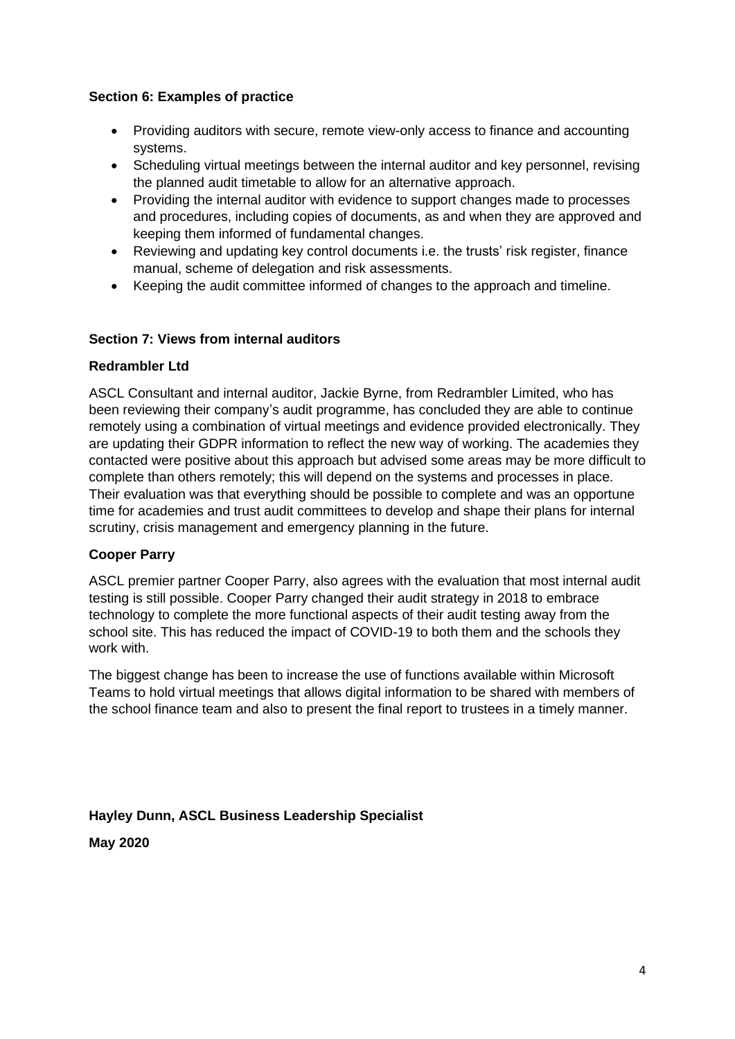**Section 6: Examples of practice**

- Providing auditors with secure, remote view-only access to finance and accounting systems.
- Scheduling virtual meetings between the internal auditor and key personnel, revising the planned audit timetable to allow for an alternative approach.
- Providing the internal auditor with evidence to support changes made to processes and procedures, including copies of documents, as and when they are approved and keeping them informed of fundamental changes.
- Reviewing and updating key control documents i.e. the trusts' risk register, finance manual, scheme of delegation and risk assessments.
- Keeping the audit committee informed of changes to the approach and timeline.

**Section 7: Views from internal auditors**

**Redrambler Ltd**

ASCL Consultant and internal auditor, Jackie Byrne, from Redrambler Limited, who has been reviewing their company's audit programme, has concluded they are able to continue remotely using a combination of virtual meetings and evidence provided electronically. They are updating their GDPR information to reflect the new way of working. The academies they contacted were positive about this approach but advised some areas may be more difficult to complete than others remotely; this will depend on the systems and processes in place. Their evaluation was that everything should be possible to complete and was an opportune time for academies and trust audit committees to develop and shape their plans for internal scrutiny, crisis management and emergency planning in the future.

**Cooper Parry**

ASCL premier partner Cooper Parry, also agrees with the evaluation that most internal audit testing is still possible. Cooper Parry changed their audit strategy in 2018 to embrace technology to complete the more functional aspects of their audit testing away from the school site. This has reduced the impact of COVID-19 to both them and the schools they work with.

The biggest change has been to increase the use of functions available within Microsoft Teams to hold virtual meetings that allows digital information to be shared with members of the school finance team and also to present the final report to trustees in a timely manner.

**Hayley Dunn, ASCL Business Leadership Specialist**

**May 2020**